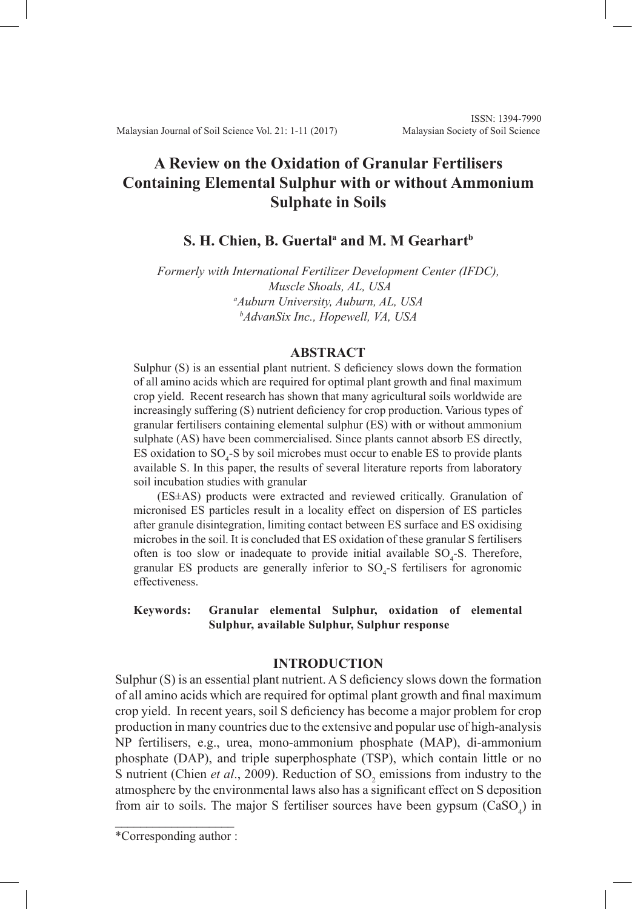# A Review on the Oxidation of Granular Fertilisers Containing Elemental Sulphur with or without Ammonium Sulphate in Soils

**S. H. Chien, B. Guertal[a] and M. M Gearhart[b]**

*Formerly with International Fertilizer Development Center (IFDC), Muscle Shoals, AL, USA*
*[a]Auburn University, Auburn, AL, USA*
*[b]AdvanSix Inc., Hopewell, VA, USA*

## ABSTRACT

Sulphur (S) is an essential plant nutrient. S deficiency slows down the formation of all amino acids which are required for optimal plant growth and final maximum crop yield. Recent research has shown that many agricultural soils worldwide are increasingly suffering (S) nutrient deficiency for crop production. Various types of granular fertilisers containing elemental sulphur (ES) with or without ammonium sulphate (AS) have been commercialised. Since plants cannot absorb ES directly, ES oxidation to $SO_4$-S by soil microbes must occur to enable ES to provide plants available S. In this paper, the results of several literature reports from laboratory soil incubation studies with granular

(ES±AS) products were extracted and reviewed critically. Granulation of micronised ES particles result in a locality effect on dispersion of ES particles after granule disintegration, limiting contact between ES surface and ES oxidising microbes in the soil. It is concluded that ES oxidation of these granular S fertilisers often is too slow or inadequate to provide initial available $SO_4$-S. Therefore, granular ES products are generally inferior to $SO_4$-S fertilisers for agronomic effectiveness.

**Keywords: Granular elemental Sulphur, oxidation of elemental Sulphur, available Sulphur, Sulphur response**

## INTRODUCTION

Sulphur (S) is an essential plant nutrient. A S deficiency slows down the formation of all amino acids which are required for optimal plant growth and final maximum crop yield. In recent years, soil S deficiency has become a major problem for crop production in many countries due to the extensive and popular use of high-analysis NP fertilisers, e.g., urea, mono-ammonium phosphate (MAP), di-ammonium phosphate (DAP), and triple superphosphate (TSP), which contain little or no S nutrient (Chien *et al*., 2009). Reduction of $SO_2$ emissions from industry to the atmosphere by the environmental laws also has a significant effect on S deposition from air to soils. The major S fertiliser sources have been gypsum ($CaSO_4$) in

\*Corresponding author :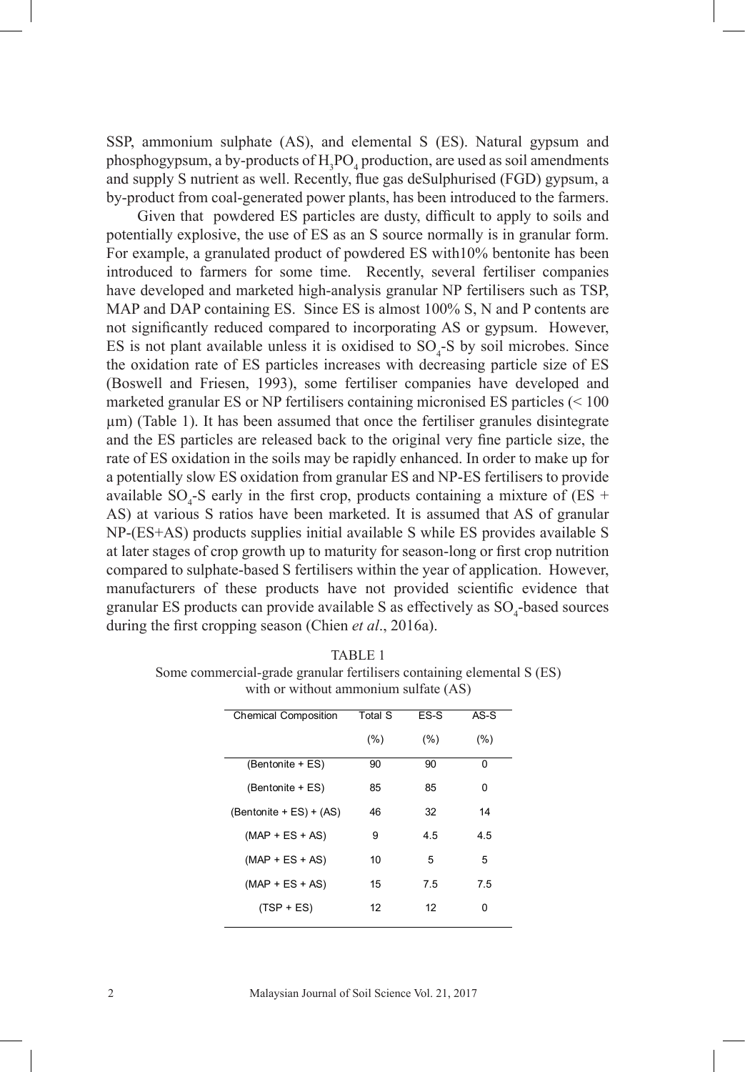SSP, ammonium sulphate (AS), and elemental S (ES). Natural gypsum and phosphogypsum, a by-products of $H_3PO_4$ production, are used as soil amendments and supply S nutrient as well. Recently, flue gas deSulphurised (FGD) gypsum, a by-product from coal-generated power plants, has been introduced to the farmers.

Given that powdered ES particles are dusty, difficult to apply to soils and potentially explosive, the use of ES as an S source normally is in granular form. For example, a granulated product of powdered ES with10% bentonite has been introduced to farmers for some time. Recently, several fertiliser companies have developed and marketed high-analysis granular NP fertilisers such as TSP, MAP and DAP containing ES. Since ES is almost 100% S, N and P contents are not significantly reduced compared to incorporating AS or gypsum. However, ES is not plant available unless it is oxidised to $SO_4$-S by soil microbes. Since the oxidation rate of ES particles increases with decreasing particle size of ES (Boswell and Friesen, 1993), some fertiliser companies have developed and marketed granular ES or NP fertilisers containing micronised ES particles (< 100 µm) (Table 1). It has been assumed that once the fertiliser granules disintegrate and the ES particles are released back to the original very fine particle size, the rate of ES oxidation in the soils may be rapidly enhanced. In order to make up for a potentially slow ES oxidation from granular ES and NP-ES fertilisers to provide available $SO_4$-S early in the first crop, products containing a mixture of (ES + AS) at various S ratios have been marketed. It is assumed that AS of granular NP-(ES+AS) products supplies initial available S while ES provides available S at later stages of crop growth up to maturity for season-long or first crop nutrition compared to sulphate-based S fertilisers within the year of application. However, manufacturers of these products have not provided scientific evidence that granular ES products can provide available S as effectively as $SO_4$-based sources during the first cropping season (Chien *et al*., 2016a).

TABLE 1
Some commercial-grade granular fertilisers containing elemental S (ES) with or without ammonium sulfate (AS)

| Chemical Composition | Total S (%) | ES-S (%) | AS-S (%) |
|---|---|---|---|
| (Bentonite + ES) | 90 | 90 | 0 |
| (Bentonite + ES) | 85 | 85 | 0 |
| (Bentonite + ES) + (AS) | 46 | 32 | 14 |
| (MAP + ES + AS) | 9 | 4.5 | 4.5 |
| (MAP + ES + AS) | 10 | 5 | 5 |
| (MAP + ES + AS) | 15 | 7.5 | 7.5 |
| (TSP + ES) | 12 | 12 | 0 |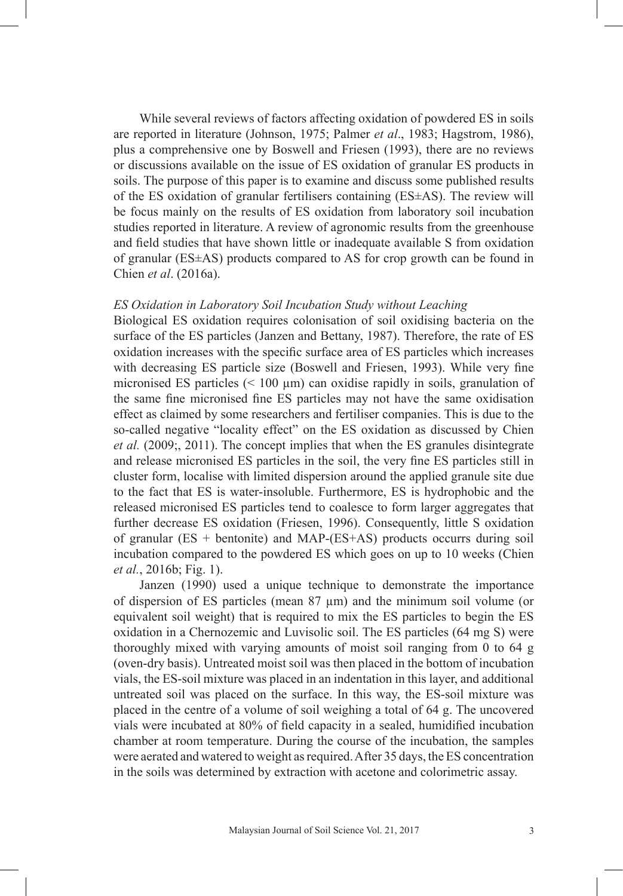While several reviews of factors affecting oxidation of powdered ES in soils are reported in literature (Johnson, 1975; Palmer *et al*., 1983; Hagstrom, 1986), plus a comprehensive one by Boswell and Friesen (1993), there are no reviews or discussions available on the issue of ES oxidation of granular ES products in soils. The purpose of this paper is to examine and discuss some published results of the ES oxidation of granular fertilisers containing (ES±AS). The review will be focus mainly on the results of ES oxidation from laboratory soil incubation studies reported in literature. A review of agronomic results from the greenhouse and field studies that have shown little or inadequate available S from oxidation of granular (ES±AS) products compared to AS for crop growth can be found in Chien *et al*. (2016a).

### *ES Oxidation in Laboratory Soil Incubation Study without Leaching*

Biological ES oxidation requires colonisation of soil oxidising bacteria on the surface of the ES particles (Janzen and Bettany, 1987). Therefore, the rate of ES oxidation increases with the specific surface area of ES particles which increases with decreasing ES particle size (Boswell and Friesen, 1993). While very fine micronised ES particles (< 100 µm) can oxidise rapidly in soils, granulation of the same fine micronised fine ES particles may not have the same oxidisation effect as claimed by some researchers and fertiliser companies. This is due to the so-called negative "locality effect" on the ES oxidation as discussed by Chien *et al.* (2009;, 2011). The concept implies that when the ES granules disintegrate and release micronised ES particles in the soil, the very fine ES particles still in cluster form, localise with limited dispersion around the applied granule site due to the fact that ES is water-insoluble. Furthermore, ES is hydrophobic and the released micronised ES particles tend to coalesce to form larger aggregates that further decrease ES oxidation (Friesen, 1996). Consequently, little S oxidation of granular (ES + bentonite) and MAP-(ES+AS) products occurrs during soil incubation compared to the powdered ES which goes on up to 10 weeks (Chien *et al.*, 2016b; Fig. 1).

Janzen (1990) used a unique technique to demonstrate the importance of dispersion of ES particles (mean 87 µm) and the minimum soil volume (or equivalent soil weight) that is required to mix the ES particles to begin the ES oxidation in a Chernozemic and Luvisolic soil. The ES particles (64 mg S) were thoroughly mixed with varying amounts of moist soil ranging from 0 to 64 g (oven-dry basis). Untreated moist soil was then placed in the bottom of incubation vials, the ES-soil mixture was placed in an indentation in this layer, and additional untreated soil was placed on the surface. In this way, the ES-soil mixture was placed in the centre of a volume of soil weighing a total of 64 g. The uncovered vials were incubated at 80% of field capacity in a sealed, humidified incubation chamber at room temperature. During the course of the incubation, the samples were aerated and watered to weight as required. After 35 days, the ES concentration in the soils was determined by extraction with acetone and colorimetric assay.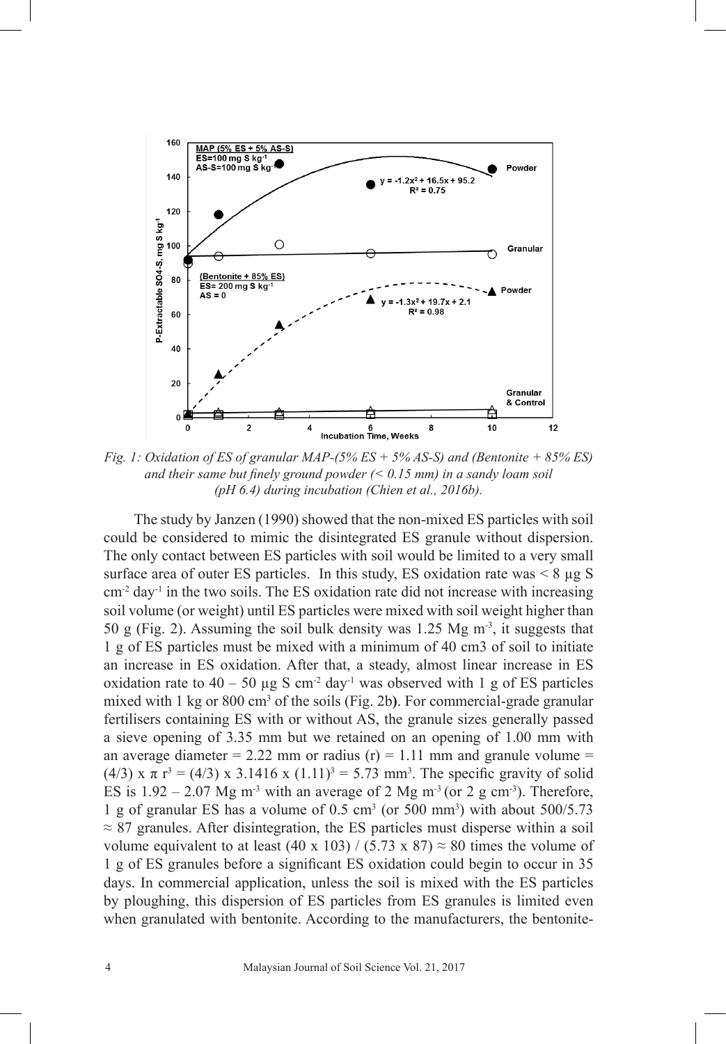*Fig. 1: Oxidation of ES of granular MAP-(5% ES + 5% AS-S) and (Bentonite + 85% ES) and their same but finely ground powder (< 0.15 mm) in a sandy loam soil (pH 6.4) during incubation (Chien et al., 2016b).*

The study by Janzen (1990) showed that the non-mixed ES particles with soil could be considered to mimic the disintegrated ES granule without dispersion. The only contact between ES particles with soil would be limited to a very small surface area of outer ES particles. In this study, ES oxidation rate was < 8 μg S $cm^{-2}$ $day^{-1}$ in the two soils. The ES oxidation rate did not increase with increasing soil volume (or weight) until ES particles were mixed with soil weight higher than 50 g (Fig. 2). Assuming the soil bulk density was 1.25 Mg $m^{-3}$, it suggests that 1 g of ES particles must be mixed with a minimum of 40 cm3 of soil to initiate an increase in ES oxidation. After that, a steady, almost linear increase in ES oxidation rate to 40 – 50 μg S $cm^{-2}$ $day^{-1}$ was observed with 1 g of ES particles mixed with 1 kg or 800 $cm^3$ of the soils (Fig. 2b**)**. For commercial-grade granular fertilisers containing ES with or without AS, the granule sizes generally passed a sieve opening of 3.35 mm but we retained on an opening of 1.00 mm with an average diameter = 2.22 mm or radius (r) = 1.11 mm and granule volume = $(4/3) \times \pi r^3 = (4/3) \times 3.1416 \times (1.11)^3 = 5.73$ $mm^3$. The specific gravity of solid ES is 1.92 – 2.07 Mg $m^{-3}$ with an average of 2 Mg $m^{-3}$ (or 2 g $cm^{-3}$). Therefore, 1 g of granular ES has a volume of 0.5 $cm^3$ (or 500 $mm^3$) with about $500/5.73 \approx 87$ granules. After disintegration, the ES particles must disperse within a soil volume equivalent to at least $(40 \times 103) / (5.73 \times 87) \approx 80$ times the volume of 1 g of ES granules before a significant ES oxidation could begin to occur in 35 days. In commercial application, unless the soil is mixed with the ES particles by ploughing, this dispersion of ES particles from ES granules is limited even when granulated with bentonite. According to the manufacturers, the bentonite-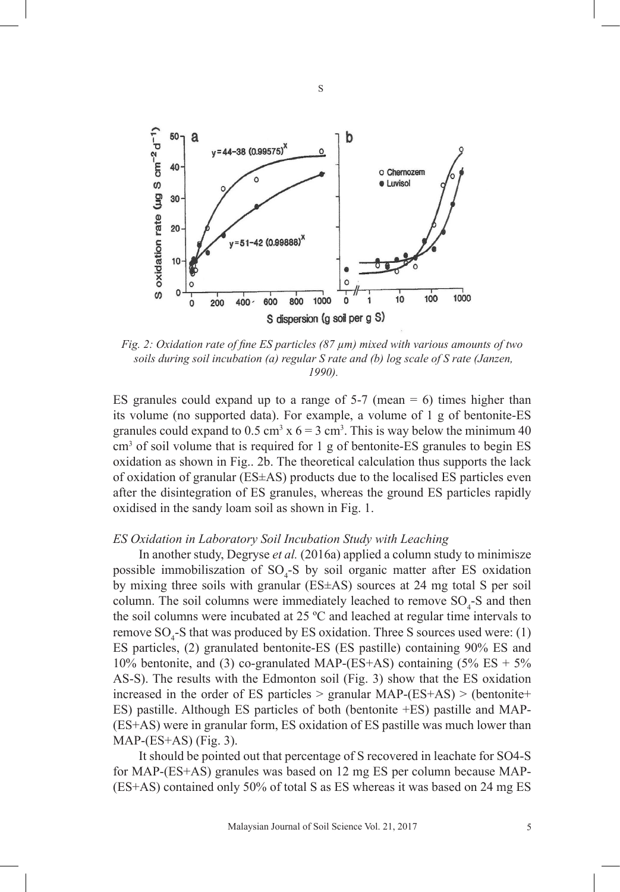*Fig. 2: Oxidation rate of fine ES particles (87 µm) mixed with various amounts of two soils during soil incubation (a) regular S rate and (b) log scale of S rate (Janzen, 1990).*

ES granules could expand up to a range of 5-7 (mean = 6) times higher than its volume (no supported data). For example, a volume of 1 g of bentonite-ES granules could expand to 0.5 $cm^3$ x 6 = 3 $cm^3$. This is way below the minimum 40 $cm^3$ of soil volume that is required for 1 g of bentonite-ES granules to begin ES oxidation as shown in Fig.. 2b. The theoretical calculation thus supports the lack of oxidation of granular (ES±AS) products due to the localised ES particles even after the disintegration of ES granules, whereas the ground ES particles rapidly oxidised in the sandy loam soil as shown in Fig. 1.

### *ES Oxidation in Laboratory Soil Incubation Study with Leaching*

In another study, Degryse *et al.* (2016a) applied a column study to minimisze possible immobiliszation of $SO_4$-S by soil organic matter after ES oxidation by mixing three soils with granular (ES±AS) sources at 24 mg total S per soil column. The soil columns were immediately leached to remove $SO_4$-S and then the soil columns were incubated at 25 ºC and leached at regular time intervals to remove $SO_4$-S that was produced by ES oxidation. Three S sources used were: (1) ES particles, (2) granulated bentonite-ES (ES pastille) containing 90% ES and 10% bentonite, and (3) co-granulated MAP-(ES+AS) containing (5% ES + 5% AS-S). The results with the Edmonton soil (Fig. 3) show that the ES oxidation increased in the order of ES particles > granular MAP-(ES+AS) > (bentonite+ ES) pastille. Although ES particles of both (bentonite +ES) pastille and MAP-(ES+AS) were in granular form, ES oxidation of ES pastille was much lower than MAP-(ES+AS) (Fig. 3).

It should be pointed out that percentage of S recovered in leachate for SO4-S for MAP-(ES+AS) granules was based on 12 mg ES per column because MAP-(ES+AS) contained only 50% of total S as ES whereas it was based on 24 mg ES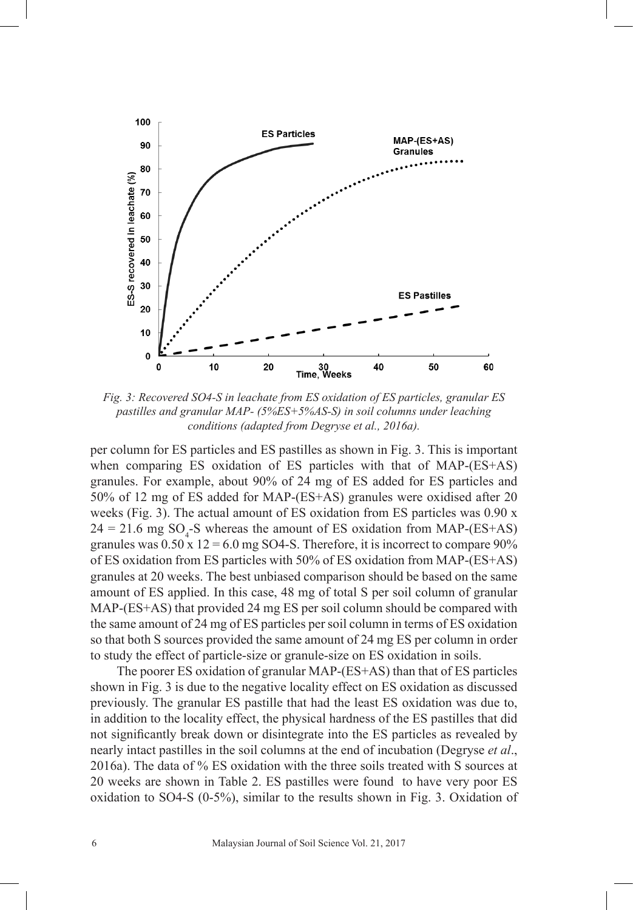*Fig. 3: Recovered SO4-S in leachate from ES oxidation of ES particles, granular ES pastilles and granular MAP- (5%ES+5%AS-S) in soil columns under leaching conditions (adapted from Degryse et al., 2016a).*

per column for ES particles and ES pastilles as shown in Fig. 3. This is important when comparing ES oxidation of ES particles with that of MAP-(ES+AS) granules. For example, about 90% of 24 mg of ES added for ES particles and 50% of 12 mg of ES added for MAP-(ES+AS) granules were oxidised after 20 weeks (Fig. 3). The actual amount of ES oxidation from ES particles was $0.90 \times 24 = 21.6$ mg $SO_4$-S whereas the amount of ES oxidation from MAP-(ES+AS) granules was $0.50 \times 12 = 6.0$ mg SO4-S. Therefore, it is incorrect to compare 90% of ES oxidation from ES particles with 50% of ES oxidation from MAP-(ES+AS) granules at 20 weeks. The best unbiased comparison should be based on the same amount of ES applied. In this case, 48 mg of total S per soil column of granular MAP-(ES+AS) that provided 24 mg ES per soil column should be compared with the same amount of 24 mg of ES particles per soil column in terms of ES oxidation so that both S sources provided the same amount of 24 mg ES per column in order to study the effect of particle-size or granule-size on ES oxidation in soils.

The poorer ES oxidation of granular MAP-(ES+AS) than that of ES particles shown in Fig. 3 is due to the negative locality effect on ES oxidation as discussed previously. The granular ES pastille that had the least ES oxidation was due to, in addition to the locality effect, the physical hardness of the ES pastilles that did not significantly break down or disintegrate into the ES particles as revealed by nearly intact pastilles in the soil columns at the end of incubation (Degryse *et al*., 2016a). The data of % ES oxidation with the three soils treated with S sources at 20 weeks are shown in Table 2. ES pastilles were found to have very poor ES oxidation to SO4-S (0-5%), similar to the results shown in Fig. 3. Oxidation of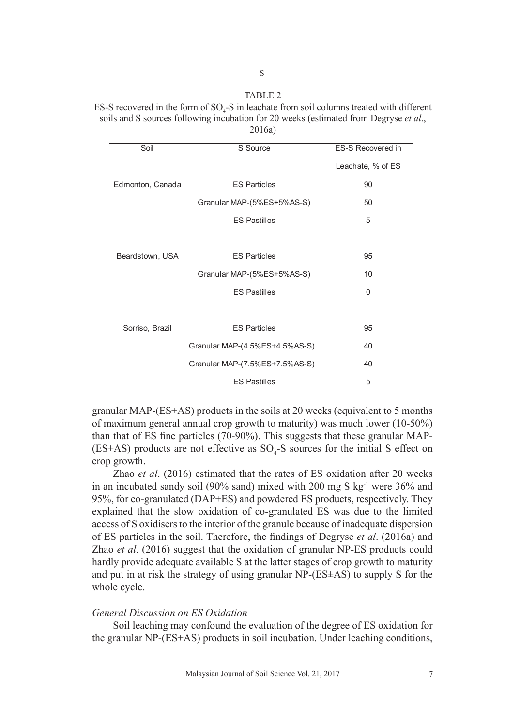TABLE 2

ES-S recovered in the form of $SO_4$-S in leachate from soil columns treated with different soils and S sources following incubation for 20 weeks (estimated from Degryse *et al*., 2016a)

| Soil | S Source | ES-S Recovered in Leachate, % of ES |
|---|---|---|
| Edmonton, Canada | ES Particles | 90 |
| | Granular MAP-(5%ES+5%AS-S) | 50 |
| | ES Pastilles | 5 |
| Beardstown, USA | ES Particles | 95 |
| | Granular MAP-(5%ES+5%AS-S) | 10 |
| | ES Pastilles | 0 |
| Sorriso, Brazil | ES Particles | 95 |
| | Granular MAP-(4.5%ES+4.5%AS-S) | 40 |
| | Granular MAP-(7.5%ES+7.5%AS-S) | 40 |
| | ES Pastilles | 5 |

granular MAP-(ES+AS) products in the soils at 20 weeks (equivalent to 5 months of maximum general annual crop growth to maturity) was much lower (10-50%) than that of ES fine particles (70-90%). This suggests that these granular MAP-(ES+AS) products are not effective as $SO_4$-S sources for the initial S effect on crop growth.

Zhao *et al*. (2016) estimated that the rates of ES oxidation after 20 weeks in an incubated sandy soil (90% sand) mixed with 200 mg S $kg^{-1}$ were 36% and 95%, for co-granulated (DAP+ES) and powdered ES products, respectively. They explained that the slow oxidation of co-granulated ES was due to the limited access of S oxidisers to the interior of the granule because of inadequate dispersion of ES particles in the soil. Therefore, the findings of Degryse *et al*. (2016a) and Zhao *et al*. (2016) suggest that the oxidation of granular NP-ES products could hardly provide adequate available S at the latter stages of crop growth to maturity and put in at risk the strategy of using granular NP-(ES±AS) to supply S for the whole cycle.

### *General Discussion on ES Oxidation*

Soil leaching may confound the evaluation of the degree of ES oxidation for the granular NP-(ES+AS) products in soil incubation. Under leaching conditions,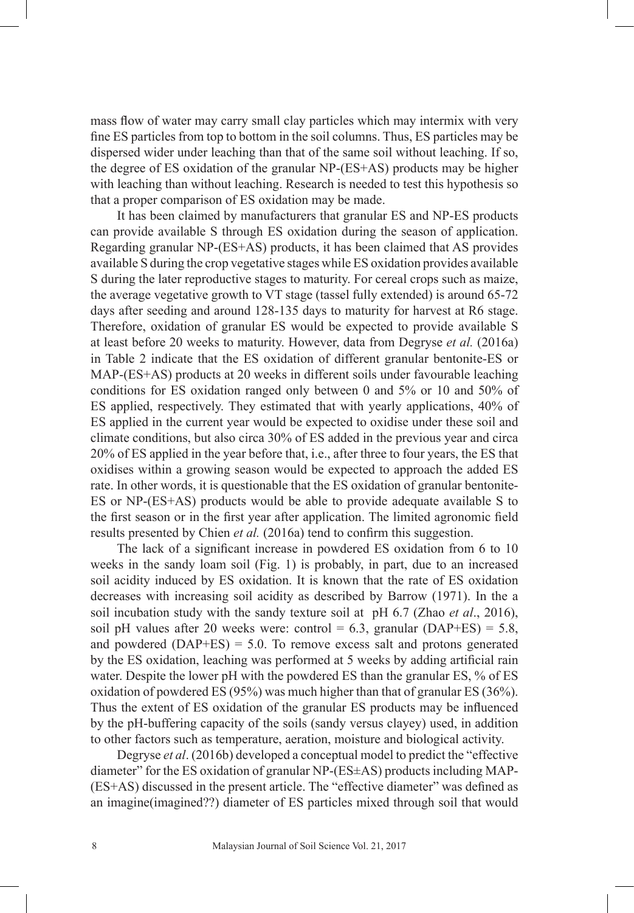mass flow of water may carry small clay particles which may intermix with very fine ES particles from top to bottom in the soil columns. Thus, ES particles may be dispersed wider under leaching than that of the same soil without leaching. If so, the degree of ES oxidation of the granular NP-(ES+AS) products may be higher with leaching than without leaching. Research is needed to test this hypothesis so that a proper comparison of ES oxidation may be made.

It has been claimed by manufacturers that granular ES and NP-ES products can provide available S through ES oxidation during the season of application. Regarding granular NP-(ES+AS) products, it has been claimed that AS provides available S during the crop vegetative stages while ES oxidation provides available S during the later reproductive stages to maturity. For cereal crops such as maize, the average vegetative growth to VT stage (tassel fully extended) is around 65-72 days after seeding and around 128-135 days to maturity for harvest at R6 stage. Therefore, oxidation of granular ES would be expected to provide available S at least before 20 weeks to maturity. However, data from Degryse *et al.* (2016a) in Table 2 indicate that the ES oxidation of different granular bentonite-ES or MAP-(ES+AS) products at 20 weeks in different soils under favourable leaching conditions for ES oxidation ranged only between 0 and 5% or 10 and 50% of ES applied, respectively. They estimated that with yearly applications, 40% of ES applied in the current year would be expected to oxidise under these soil and climate conditions, but also circa 30% of ES added in the previous year and circa 20% of ES applied in the year before that, i.e., after three to four years, the ES that oxidises within a growing season would be expected to approach the added ES rate. In other words, it is questionable that the ES oxidation of granular bentonite-ES or NP-(ES+AS) products would be able to provide adequate available S to the first season or in the first year after application. The limited agronomic field results presented by Chien *et al.* (2016a) tend to confirm this suggestion.

The lack of a significant increase in powdered ES oxidation from 6 to 10 weeks in the sandy loam soil (Fig. 1) is probably, in part, due to an increased soil acidity induced by ES oxidation. It is known that the rate of ES oxidation decreases with increasing soil acidity as described by Barrow (1971). In the a soil incubation study with the sandy texture soil at pH 6.7 (Zhao *et al*., 2016), soil pH values after 20 weeks were: control = 6.3, granular (DAP+ES) = 5.8, and powdered (DAP+ES) = 5.0. To remove excess salt and protons generated by the ES oxidation, leaching was performed at 5 weeks by adding artificial rain water. Despite the lower pH with the powdered ES than the granular ES, % of ES oxidation of powdered ES (95%) was much higher than that of granular ES (36%). Thus the extent of ES oxidation of the granular ES products may be influenced by the pH-buffering capacity of the soils (sandy versus clayey) used, in addition to other factors such as temperature, aeration, moisture and biological activity.

Degryse *et al*. (2016b) developed a conceptual model to predict the "effective diameter" for the ES oxidation of granular NP-(ES±AS) products including MAP-(ES+AS) discussed in the present article. The "effective diameter" was defined as an imagine(imagined??) diameter of ES particles mixed through soil that would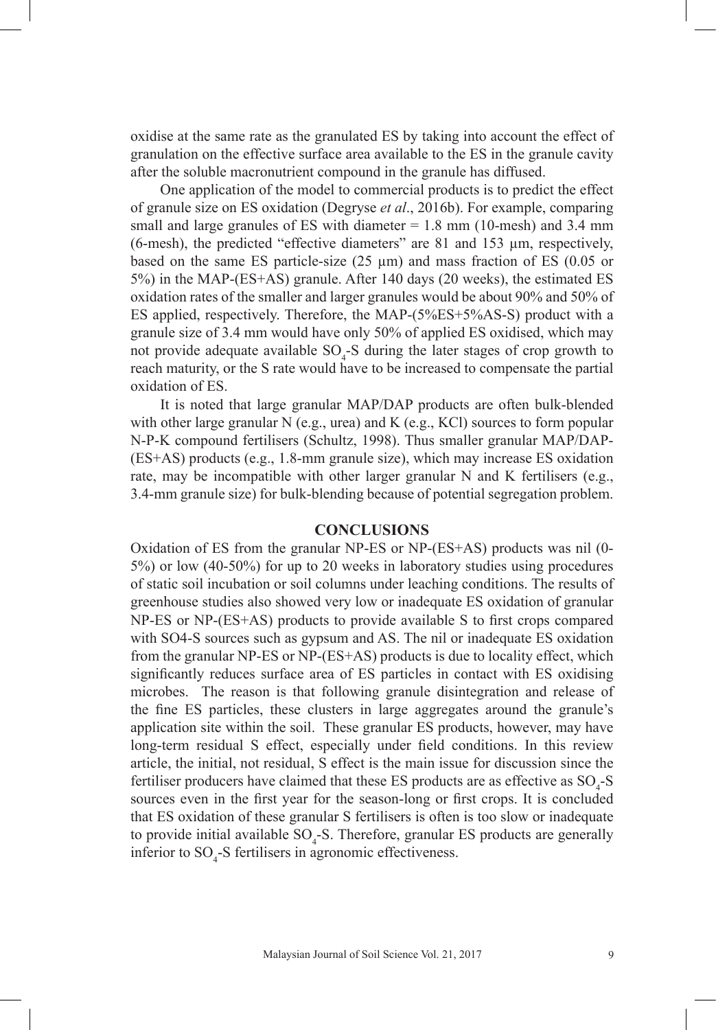oxidise at the same rate as the granulated ES by taking into account the effect of granulation on the effective surface area available to the ES in the granule cavity after the soluble macronutrient compound in the granule has diffused.

One application of the model to commercial products is to predict the effect of granule size on ES oxidation (Degryse *et al*., 2016b). For example, comparing small and large granules of ES with diameter = 1.8 mm (10-mesh) and 3.4 mm (6-mesh), the predicted "effective diameters" are 81 and 153 µm, respectively, based on the same ES particle-size (25 µm) and mass fraction of ES (0.05 or 5%) in the MAP-(ES+AS) granule. After 140 days (20 weeks), the estimated ES oxidation rates of the smaller and larger granules would be about 90% and 50% of ES applied, respectively. Therefore, the MAP-(5%ES+5%AS-S) product with a granule size of 3.4 mm would have only 50% of applied ES oxidised, which may not provide adequate available $SO_4$-S during the later stages of crop growth to reach maturity, or the S rate would have to be increased to compensate the partial oxidation of ES.

It is noted that large granular MAP/DAP products are often bulk-blended with other large granular N (e.g., urea) and K (e.g., KCl) sources to form popular N-P-K compound fertilisers (Schultz, 1998). Thus smaller granular MAP/DAP-(ES+AS) products (e.g., 1.8-mm granule size), which may increase ES oxidation rate, may be incompatible with other larger granular N and K fertilisers (e.g., 3.4-mm granule size) for bulk-blending because of potential segregation problem.

## CONCLUSIONS

Oxidation of ES from the granular NP-ES or NP-(ES+AS) products was nil (0-5%) or low (40-50%) for up to 20 weeks in laboratory studies using procedures of static soil incubation or soil columns under leaching conditions. The results of greenhouse studies also showed very low or inadequate ES oxidation of granular NP-ES or NP-(ES+AS) products to provide available S to first crops compared with SO4-S sources such as gypsum and AS. The nil or inadequate ES oxidation from the granular NP-ES or NP-(ES+AS) products is due to locality effect, which significantly reduces surface area of ES particles in contact with ES oxidising microbes. The reason is that following granule disintegration and release of the fine ES particles, these clusters in large aggregates around the granule's application site within the soil. These granular ES products, however, may have long-term residual S effect, especially under field conditions. In this review article, the initial, not residual, S effect is the main issue for discussion since the fertiliser producers have claimed that these ES products are as effective as $SO_4$-S sources even in the first year for the season-long or first crops. It is concluded that ES oxidation of these granular S fertilisers is often is too slow or inadequate to provide initial available $SO_4$-S. Therefore, granular ES products are generally inferior to $SO_4$-S fertilisers in agronomic effectiveness.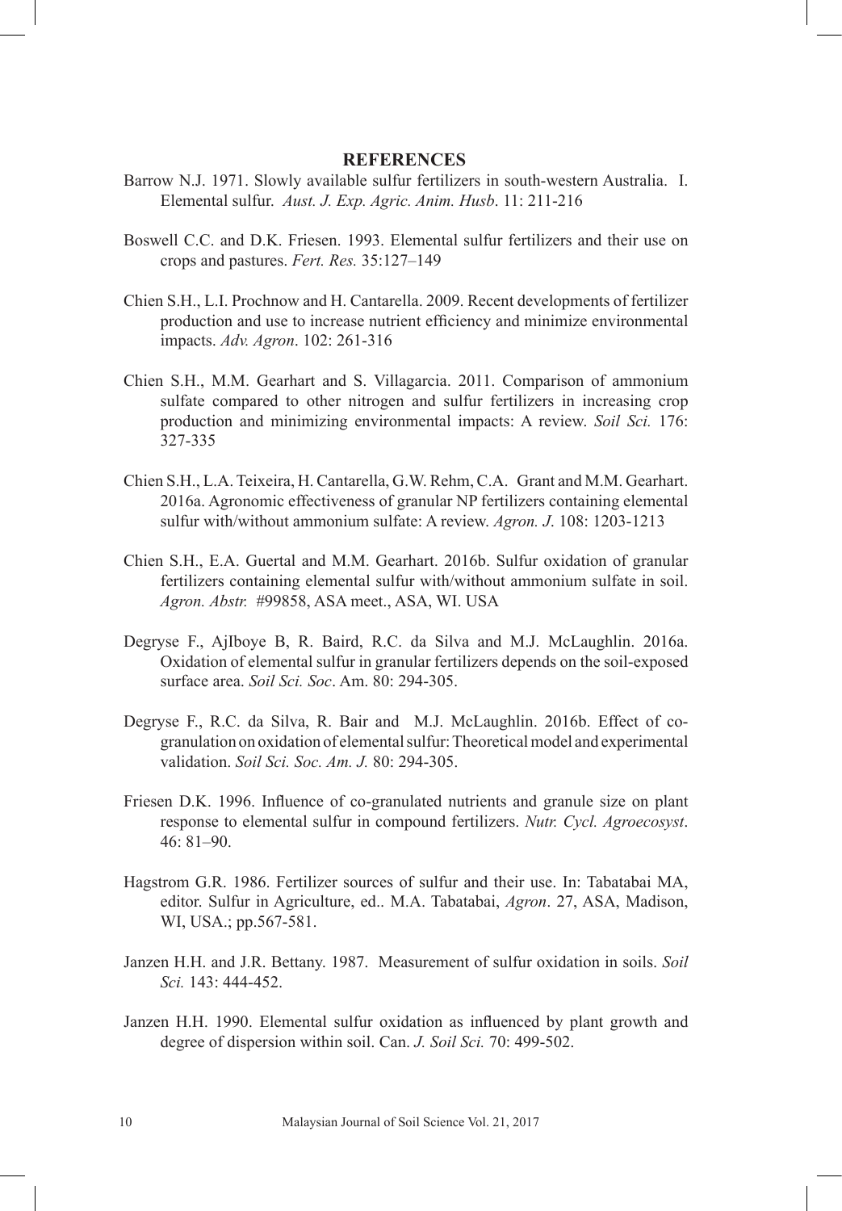## REFERENCES

Barrow N.J. 1971. Slowly available sulfur fertilizers in south-western Australia. I. Elemental sulfur. *Aust. J. Exp. Agric. Anim. Husb*. 11: 211-216

Boswell C.C. and D.K. Friesen. 1993. Elemental sulfur fertilizers and their use on crops and pastures. *Fert. Res.* 35:127–149

Chien S.H., L.I. Prochnow and H. Cantarella. 2009. Recent developments of fertilizer production and use to increase nutrient efficiency and minimize environmental impacts. *Adv. Agron*. 102: 261-316

Chien S.H., M.M. Gearhart and S. Villagarcia. 2011. Comparison of ammonium sulfate compared to other nitrogen and sulfur fertilizers in increasing crop production and minimizing environmental impacts: A review. *Soil Sci.* 176: 327-335

Chien S.H., L.A. Teixeira, H. Cantarella, G.W. Rehm, C.A. Grant and M.M. Gearhart. 2016a. Agronomic effectiveness of granular NP fertilizers containing elemental sulfur with/without ammonium sulfate: A review. *Agron. J*. 108: 1203-1213

Chien S.H., E.A. Guertal and M.M. Gearhart. 2016b. Sulfur oxidation of granular fertilizers containing elemental sulfur with/without ammonium sulfate in soil. *Agron. Abstr.* #99858, ASA meet., ASA, WI. USA

Degryse F., AjIboye B, R. Baird, R.C. da Silva and M.J. McLaughlin. 2016a. Oxidation of elemental sulfur in granular fertilizers depends on the soil-exposed surface area. *Soil Sci. Soc*. Am. 80: 294-305.

Degryse F., R.C. da Silva, R. Bair and M.J. McLaughlin. 2016b. Effect of co-granulation on oxidation of elemental sulfur: Theoretical model and experimental validation. *Soil Sci. Soc. Am. J.* 80: 294-305.

Friesen D.K. 1996. Influence of co-granulated nutrients and granule size on plant response to elemental sulfur in compound fertilizers. *Nutr. Cycl. Agroecosyst*. 46: 81–90.

Hagstrom G.R. 1986. Fertilizer sources of sulfur and their use. In: Tabatabai MA, editor. Sulfur in Agriculture, ed.. M.A. Tabatabai, *Agron*. 27, ASA, Madison, WI, USA.; pp.567-581.

Janzen H.H. and J.R. Bettany. 1987. Measurement of sulfur oxidation in soils. *Soil Sci.* 143: 444-452.

Janzen H.H. 1990. Elemental sulfur oxidation as influenced by plant growth and degree of dispersion within soil. Can. *J. Soil Sci.* 70: 499-502.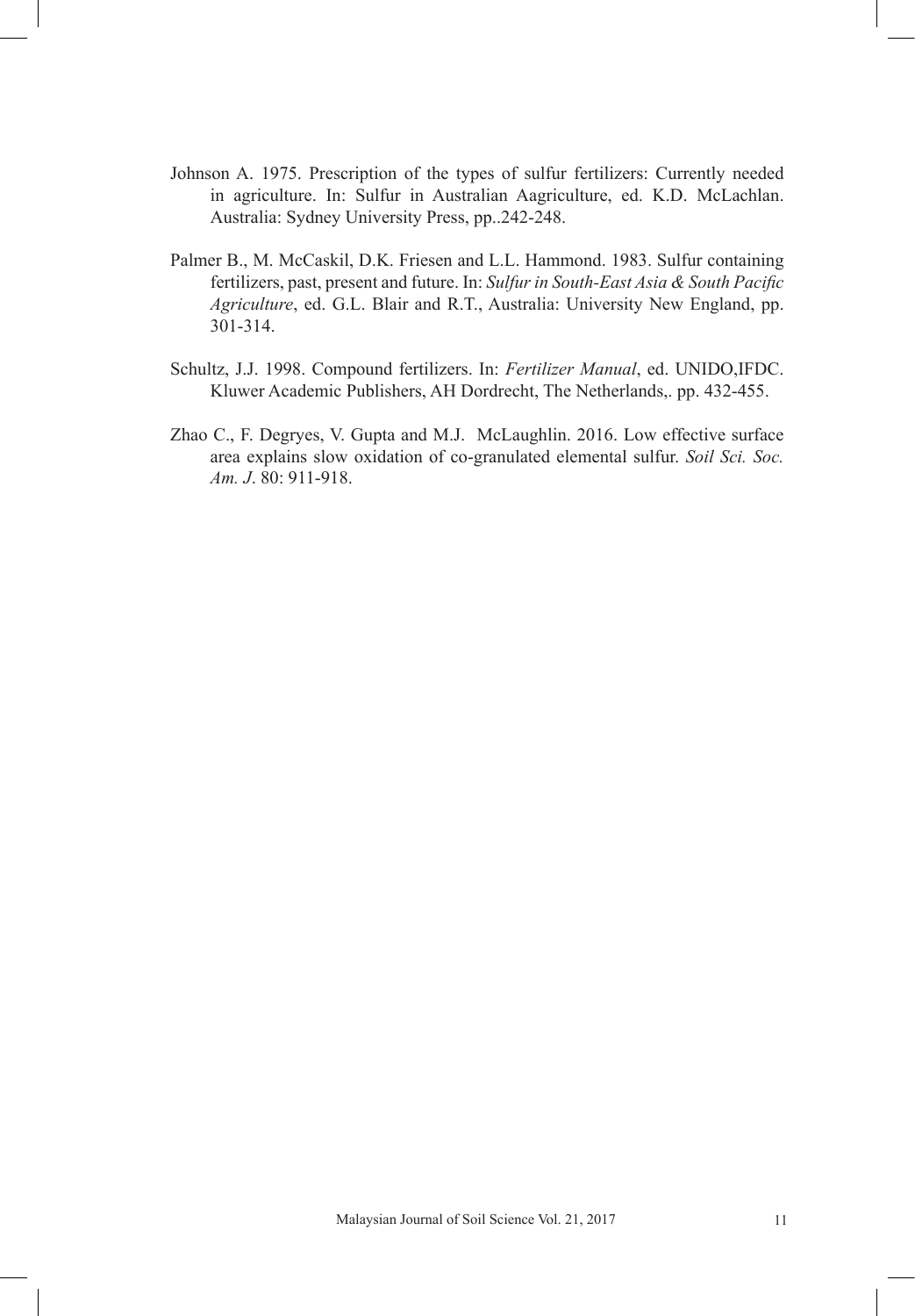Johnson A. 1975. Prescription of the types of sulfur fertilizers: Currently needed in agriculture. In: Sulfur in Australian Aagriculture, ed. K.D. McLachlan. Australia: Sydney University Press, pp..242-248.

Palmer B., M. McCaskil, D.K. Friesen and L.L. Hammond. 1983. Sulfur containing fertilizers, past, present and future. In: *Sulfur in South-East Asia & South Pacific Agriculture*, ed. G.L. Blair and R.T., Australia: University New England, pp. 301-314.

Schultz, J.J. 1998. Compound fertilizers. In: *Fertilizer Manual*, ed. UNIDO,IFDC. Kluwer Academic Publishers, AH Dordrecht, The Netherlands,. pp. 432-455.

Zhao C., F. Degryes, V. Gupta and M.J. McLaughlin. 2016. Low effective surface area explains slow oxidation of co-granulated elemental sulfur. *Soil Sci. Soc. Am. J*. 80: 911-918.